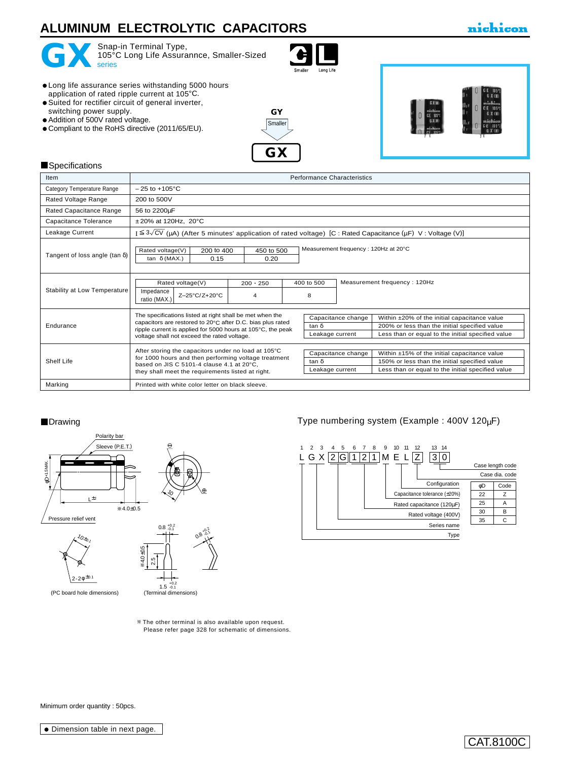# ALUMINUM ELECTROLYTIC CAPACITORS

nichicon

## GX series

Snap-in Terminal Type,
105°C Long Life Assurannce, Smaller-Sized

Smaller Long Life

- Long life assurance series withstanding 5000 hours application of rated ripple current at 105°C.
- Suited for rectifier circuit of general inverter, switching power supply.
- Addition of 500V rated voltage.
- Compliant to the RoHS directive (2011/65/EU).

GY → Smaller → GX

## ■Specifications

| Item | Performance Characteristics |
|---|---|
| Category Temperature Range | – 25 to +105°C |
| Rated Voltage Range | 200 to 500V |
| Rated Capacitance Range | 56 to 2200µF |
| Capacitance Tolerance | ±20% at 120Hz, 20°C |
| Leakage Current | $I \leq 3\sqrt{CV}$ (µA) (After 5 minutes' application of rated voltage) [C : Rated Capacitance (µF) V : Voltage (V)] |
| Tangent of loss angle (tan δ) | Rated voltage(V): 200 to 400 / 450 to 500; tan δ (MAX.): 0.15 / 0.20. Measurement frequency : 120Hz at 20°C |
| Stability at Low Temperature | Rated voltage(V): 200・250 / 400 to 500; Impedance ratio (MAX.) Z–25°C/Z+20°C: 4 / 8. Measurement frequency : 120Hz |
| Endurance | The specifications listed at right shall be met when the capacitors are restored to 20°C after D.C. bias plus rated ripple current is applied for 5000 hours at 105°C, the peak voltage shall not exceed the rated voltage. Capacitance change: Within ±20% of the initial capacitance value; tan δ: 200% or less than the initial specified value; Leakage current: Less than or equal to the initial specified value |
| Shelf Life | After storing the capacitors under no load at 105°C for 1000 hours and then performing voltage treatment based on JIS C 5101-4 clause 4.1 at 20°C, they shall meet the requirements listed at right. Capacitance change: Within ±15% of the initial capacitance value; tan δ: 150% or less than the initial specified value; Leakage current: Less than or equal to the initial specified value |
| Marking | Printed with white color letter on black sleeve. |

## ■Drawing

Polarity bar, Sleeve (P.E.T.), φD+1.5MAX., L±2, ※4.0±0.5, Pressure relief vent, 10

10±0.1, 2-2φ±0.1 (PC board hole dimensions)

0.8 +0.2/-0.1, ※4.0±0.5, 2.5, 1.5 +0.2/-0.1 (Terminal dimensions)

※The other terminal is also available upon request.
Please refer page 328 for schematic of dimensions.

## Type numbering system (Example : 400V 120µF)

| 1 | 2 | 3 | 4 | 5 | 6 | 7 | 8 | 9 | 10 | 11 | 12 | 13 | 14 |
|---|---|---|---|---|---|---|---|---|---|---|---|---|---|
| L | G | X | 2 | G | 1 | 2 | 1 | M | E | L | Z | 3 | 0 |

- Case length code (13–14)
- Case dia. code (12)
- Configuration (10–11)
- Capacitance tolerance (±20%) (9)
- Rated capacitance (120µF) (6–8)
- Rated voltage (400V) (4–5)
- Series name (2–3)
- Type (1)

| φD | Code |
|---|---|
| 22 | Z |
| 25 | A |
| 30 | B |
| 35 | C |

Minimum order quantity : 50pcs.

● Dimension table in next page.

CAT.8100C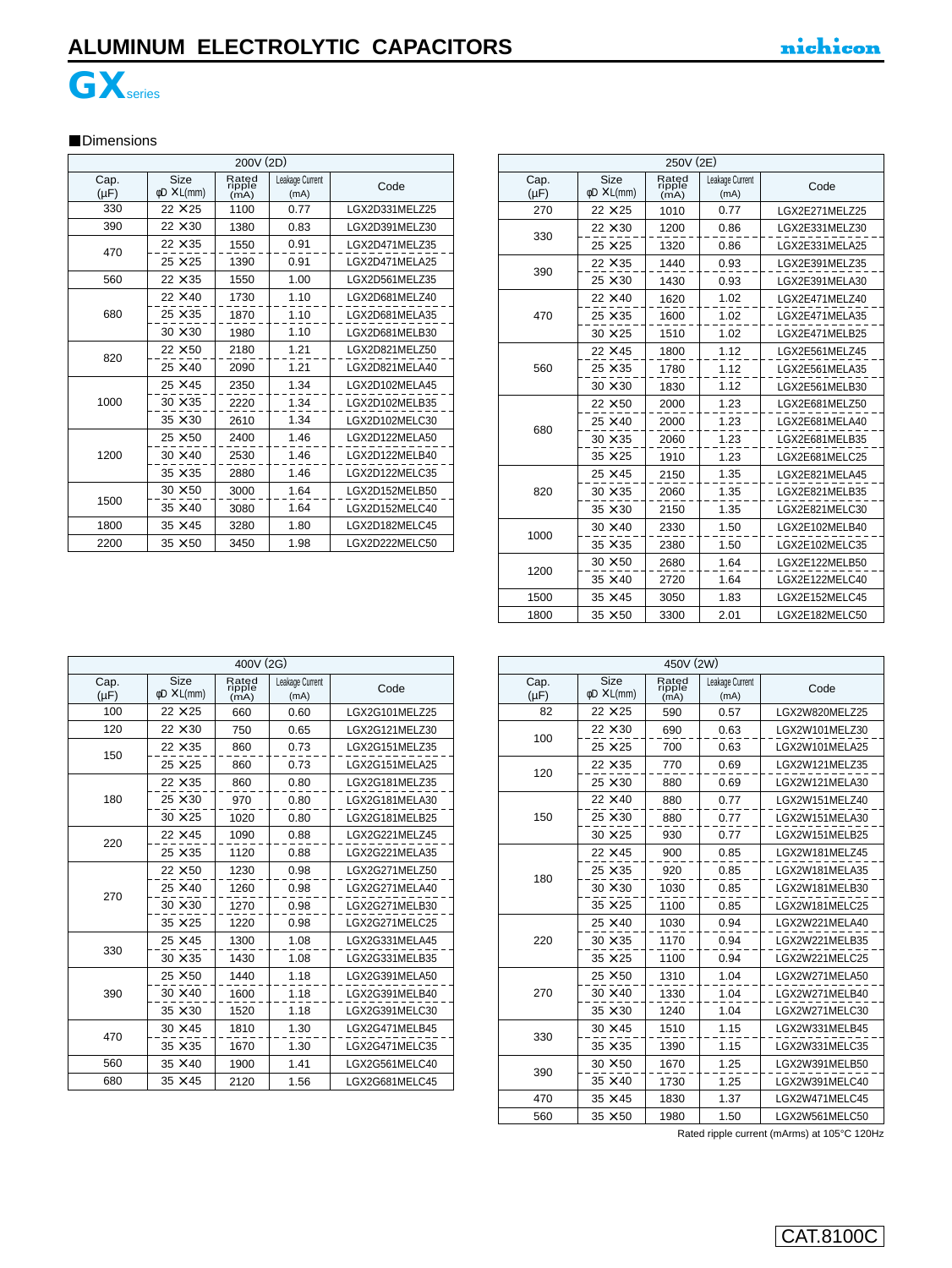# ALUMINUM ELECTROLYTIC CAPACITORS

## GX series

■Dimensions

| 200V (2D) | | | | |
|---|---|---|---|---|
| Cap. (µF) | Size φD ×L(mm) | Rated ripple (mA) | Leakage Current (mA) | Code |
| 330 | 22 ×25 | 1100 | 0.77 | LGX2D331MELZ25 |
| 390 | 22 ×30 | 1380 | 0.83 | LGX2D391MELZ30 |
| 470 | 22 ×35 | 1550 | 0.91 | LGX2D471MELZ35 |
| | 25 ×25 | 1390 | 0.91 | LGX2D471MELA25 |
| 560 | 22 ×35 | 1550 | 1.00 | LGX2D561MELZ35 |
| 680 | 22 ×40 | 1730 | 1.10 | LGX2D681MELZ40 |
| | 25 ×35 | 1870 | 1.10 | LGX2D681MELA35 |
| | 30 ×30 | 1980 | 1.10 | LGX2D681MELB30 |
| 820 | 22 ×50 | 2180 | 1.21 | LGX2D821MELZ50 |
| | 25 ×40 | 2090 | 1.21 | LGX2D821MELA40 |
| 1000 | 25 ×45 | 2350 | 1.34 | LGX2D102MELA45 |
| | 30 ×35 | 2220 | 1.34 | LGX2D102MELB35 |
| | 35 ×30 | 2610 | 1.34 | LGX2D102MELC30 |
| 1200 | 25 ×50 | 2400 | 1.46 | LGX2D122MELA50 |
| | 30 ×40 | 2530 | 1.46 | LGX2D122MELB40 |
| | 35 ×35 | 2880 | 1.46 | LGX2D122MELC35 |
| 1500 | 30 ×50 | 3000 | 1.64 | LGX2D152MELB50 |
| | 35 ×40 | 3080 | 1.64 | LGX2D152MELC40 |
| 1800 | 35 ×45 | 3280 | 1.80 | LGX2D182MELC45 |
| 2200 | 35 ×50 | 3450 | 1.98 | LGX2D222MELC50 |

| 250V (2E) | | | | |
|---|---|---|---|---|
| Cap. (µF) | Size φD ×L(mm) | Rated ripple (mA) | Leakage Current (mA) | Code |
| 270 | 22 ×25 | 1010 | 0.77 | LGX2E271MELZ25 |
| 330 | 22 ×30 | 1200 | 0.86 | LGX2E331MELZ30 |
| | 25 ×25 | 1320 | 0.86 | LGX2E331MELA25 |
| 390 | 22 ×35 | 1440 | 0.93 | LGX2E391MELZ35 |
| | 25 ×30 | 1430 | 0.93 | LGX2E391MELA30 |
| 470 | 22 ×40 | 1620 | 1.02 | LGX2E471MELZ40 |
| | 25 ×35 | 1600 | 1.02 | LGX2E471MELA35 |
| | 30 ×25 | 1510 | 1.02 | LGX2E471MELB25 |
| 560 | 22 ×45 | 1800 | 1.12 | LGX2E561MELZ45 |
| | 25 ×35 | 1780 | 1.12 | LGX2E561MELA35 |
| | 30 ×30 | 1830 | 1.12 | LGX2E561MELB30 |
| 680 | 22 ×50 | 2000 | 1.23 | LGX2E681MELZ50 |
| | 25 ×40 | 2000 | 1.23 | LGX2E681MELA40 |
| | 30 ×35 | 2060 | 1.23 | LGX2E681MELB35 |
| | 35 ×25 | 1910 | 1.23 | LGX2E681MELC25 |
| 820 | 25 ×45 | 2150 | 1.35 | LGX2E821MELA45 |
| | 30 ×35 | 2060 | 1.35 | LGX2E821MELB35 |
| | 35 ×30 | 2150 | 1.35 | LGX2E821MELC30 |
| 1000 | 30 ×40 | 2330 | 1.50 | LGX2E102MELB40 |
| | 35 ×35 | 2380 | 1.50 | LGX2E102MELC35 |
| 1200 | 30 ×50 | 2680 | 1.64 | LGX2E122MELB50 |
| | 35 ×40 | 2720 | 1.64 | LGX2E122MELC40 |
| 1500 | 35 ×45 | 3050 | 1.83 | LGX2E152MELC45 |
| 1800 | 35 ×50 | 3300 | 2.01 | LGX2E182MELC50 |

| 400V (2G) | | | | |
|---|---|---|---|---|
| Cap. (µF) | Size φD ×L(mm) | Rated ripple (mA) | Leakage Current (mA) | Code |
| 100 | 22 ×25 | 660 | 0.60 | LGX2G101MELZ25 |
| 120 | 22 ×30 | 750 | 0.65 | LGX2G121MELZ30 |
| 150 | 22 ×35 | 860 | 0.73 | LGX2G151MELZ35 |
| | 25 ×25 | 860 | 0.73 | LGX2G151MELA25 |
| 180 | 22 ×35 | 860 | 0.80 | LGX2G181MELZ35 |
| | 25 ×30 | 970 | 0.80 | LGX2G181MELA30 |
| | 30 ×25 | 1020 | 0.80 | LGX2G181MELB25 |
| 220 | 22 ×45 | 1090 | 0.88 | LGX2G221MELZ45 |
| | 25 ×35 | 1120 | 0.88 | LGX2G221MELA35 |
| 270 | 22 ×50 | 1230 | 0.98 | LGX2G271MELZ50 |
| | 25 ×40 | 1260 | 0.98 | LGX2G271MELA40 |
| | 30 ×30 | 1270 | 0.98 | LGX2G271MELB30 |
| | 35 ×25 | 1220 | 0.98 | LGX2G271MELC25 |
| 330 | 25 ×45 | 1300 | 1.08 | LGX2G331MELA45 |
| | 30 ×35 | 1430 | 1.08 | LGX2G331MELB35 |
| 390 | 25 ×50 | 1440 | 1.18 | LGX2G391MELA50 |
| | 30 ×40 | 1600 | 1.18 | LGX2G391MELB40 |
| | 35 ×30 | 1520 | 1.18 | LGX2G391MELC30 |
| 470 | 30 ×45 | 1810 | 1.30 | LGX2G471MELB45 |
| | 35 ×35 | 1670 | 1.30 | LGX2G471MELC35 |
| 560 | 35 ×40 | 1900 | 1.41 | LGX2G561MELC40 |
| 680 | 35 ×45 | 2120 | 1.56 | LGX2G681MELC45 |

| 450V (2W) | | | | |
|---|---|---|---|---|
| Cap. (µF) | Size φD ×L(mm) | Rated ripple (mA) | Leakage Current (mA) | Code |
| 82 | 22 ×25 | 590 | 0.57 | LGX2W820MELZ25 |
| 100 | 22 ×30 | 690 | 0.63 | LGX2W101MELZ30 |
| | 25 ×25 | 700 | 0.63 | LGX2W101MELA25 |
| 120 | 22 ×35 | 770 | 0.69 | LGX2W121MELZ35 |
| | 25 ×30 | 880 | 0.69 | LGX2W121MELA30 |
| 150 | 22 ×40 | 880 | 0.77 | LGX2W151MELZ40 |
| | 25 ×30 | 880 | 0.77 | LGX2W151MELA30 |
| | 30 ×25 | 930 | 0.77 | LGX2W151MELB25 |
| 180 | 22 ×45 | 900 | 0.85 | LGX2W181MELZ45 |
| | 25 ×35 | 920 | 0.85 | LGX2W181MELA35 |
| | 30 ×30 | 1030 | 0.85 | LGX2W181MELB30 |
| | 35 ×25 | 1100 | 0.85 | LGX2W181MELC25 |
| 220 | 25 ×40 | 1030 | 0.94 | LGX2W221MELA40 |
| | 30 ×35 | 1170 | 0.94 | LGX2W221MELB35 |
| | 35 ×25 | 1100 | 0.94 | LGX2W221MELC25 |
| 270 | 25 ×50 | 1310 | 1.04 | LGX2W271MELA50 |
| | 30 ×40 | 1330 | 1.04 | LGX2W271MELB40 |
| | 35 ×30 | 1240 | 1.04 | LGX2W271MELC30 |
| 330 | 30 ×45 | 1510 | 1.15 | LGX2W331MELB45 |
| | 35 ×35 | 1390 | 1.15 | LGX2W331MELC35 |
| 390 | 30 ×50 | 1670 | 1.25 | LGX2W391MELB50 |
| | 35 ×40 | 1730 | 1.25 | LGX2W391MELC40 |
| 470 | 35 ×45 | 1830 | 1.37 | LGX2W471MELC45 |
| 560 | 35 ×50 | 1980 | 1.50 | LGX2W561MELC50 |

Rated ripple current (mArms) at 105°C 120Hz

CAT.8100C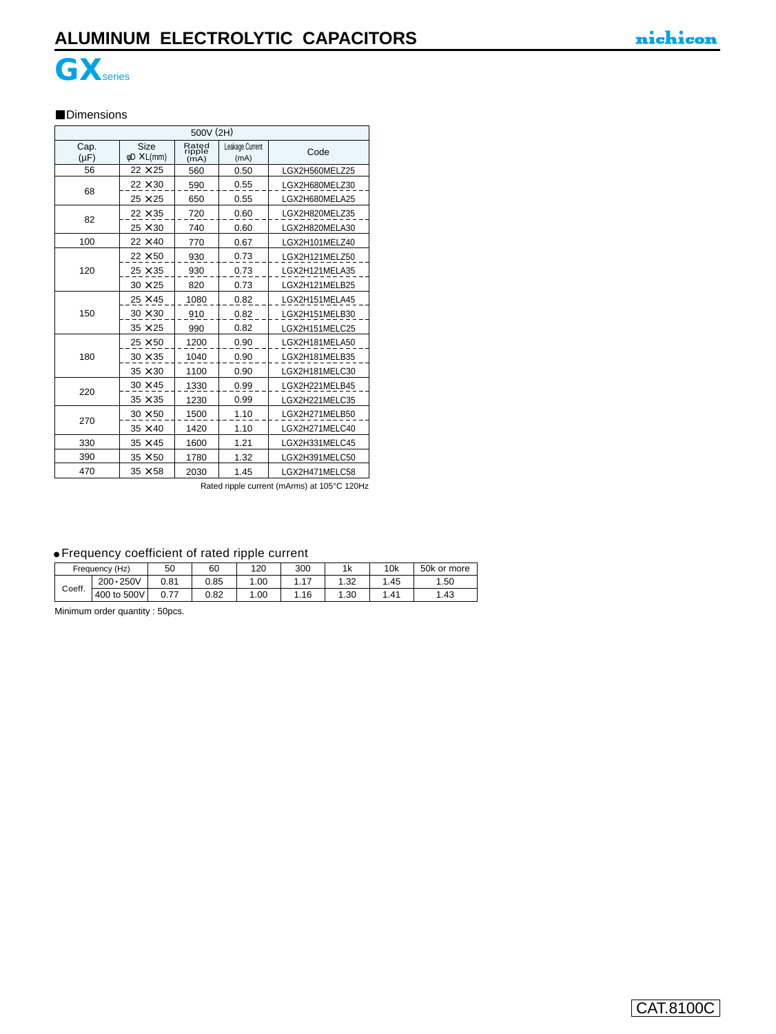# ALUMINUM ELECTROLYTIC CAPACITORS

## GX series

■Dimensions

| 500V (2H) | | | | |
|---|---|---|---|---|
| Cap. (μF) | Size φD ×L(mm) | Rated ripple (mA) | Leakage Current (mA) | Code |
| 56 | 22 ×25 | 560 | 0.50 | LGX2H560MELZ25 |
| 68 | 22 ×30 | 590 | 0.55 | LGX2H680MELZ30 |
| | 25 ×25 | 650 | 0.55 | LGX2H680MELA25 |
| 82 | 22 ×35 | 720 | 0.60 | LGX2H820MELZ35 |
| | 25 ×30 | 740 | 0.60 | LGX2H820MELA30 |
| 100 | 22 ×40 | 770 | 0.67 | LGX2H101MELZ40 |
| 120 | 22 ×50 | 930 | 0.73 | LGX2H121MELZ50 |
| | 25 ×35 | 930 | 0.73 | LGX2H121MELA35 |
| | 30 ×25 | 820 | 0.73 | LGX2H121MELB25 |
| 150 | 25 ×45 | 1080 | 0.82 | LGX2H151MELA45 |
| | 30 ×30 | 910 | 0.82 | LGX2H151MELB30 |
| | 35 ×25 | 990 | 0.82 | LGX2H151MELC25 |
| 180 | 25 ×50 | 1200 | 0.90 | LGX2H181MELA50 |
| | 30 ×35 | 1040 | 0.90 | LGX2H181MELB35 |
| | 35 ×30 | 1100 | 0.90 | LGX2H181MELC30 |
| 220 | 30 ×45 | 1330 | 0.99 | LGX2H221MELB45 |
| | 35 ×35 | 1230 | 0.99 | LGX2H221MELC35 |
| 270 | 30 ×50 | 1500 | 1.10 | LGX2H271MELB50 |
| | 35 ×40 | 1420 | 1.10 | LGX2H271MELC40 |
| 330 | 35 ×45 | 1600 | 1.21 | LGX2H331MELC45 |
| 390 | 35 ×50 | 1780 | 1.32 | LGX2H391MELC50 |
| 470 | 35 ×58 | 2030 | 1.45 | LGX2H471MELC58 |

Rated ripple current (mArms) at 105°C 120Hz

● Frequency coefficient of rated ripple current

| Frequency (Hz) | | 50 | 60 | 120 | 300 | 1k | 10k | 50k or more |
|---|---|---|---|---|---|---|---|---|
| Coeff. | 200・250V | 0.81 | 0.85 | 1.00 | 1.17 | 1.32 | 1.45 | 1.50 |
| | 400 to 500V | 0.77 | 0.82 | 1.00 | 1.16 | 1.30 | 1.41 | 1.43 |

Minimum order quantity : 50pcs.

CAT.8100C